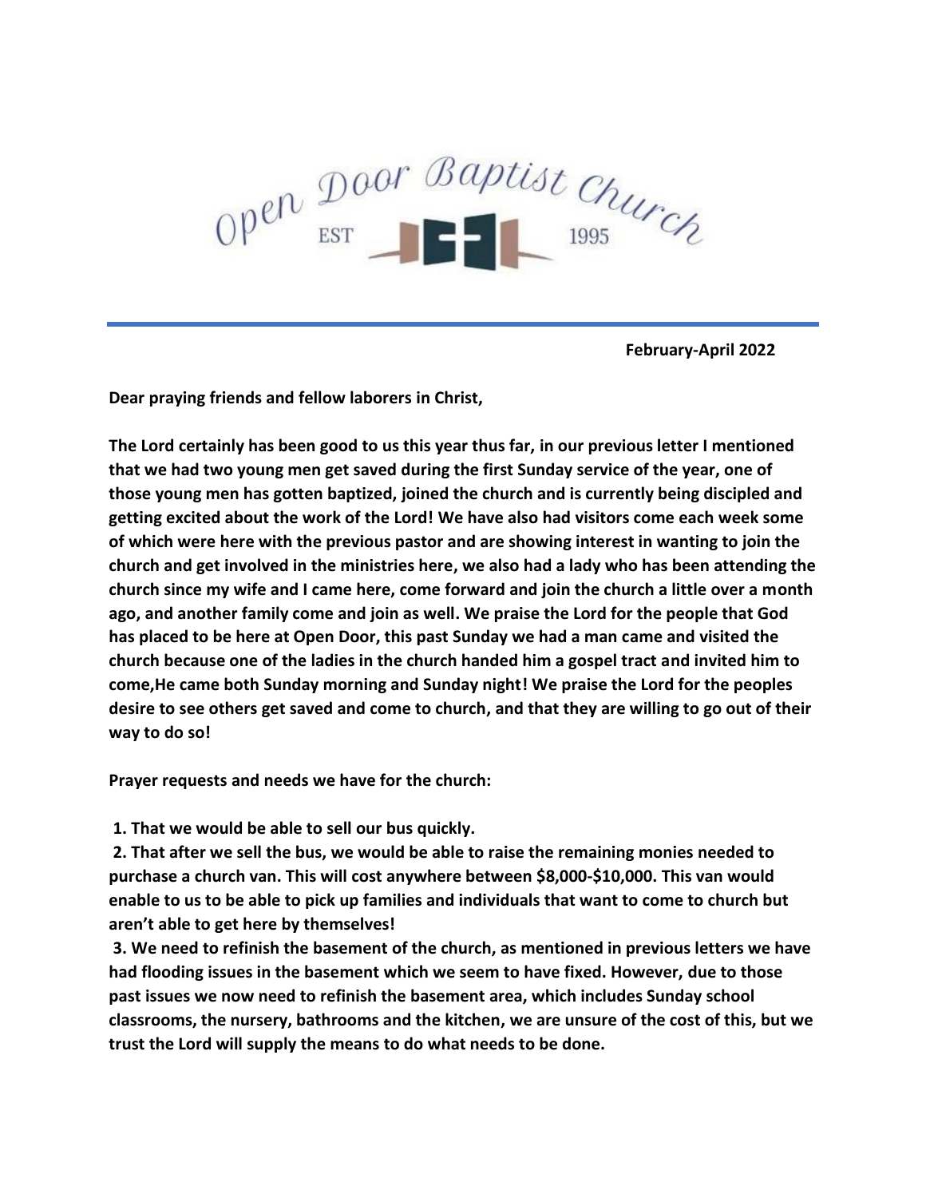# Open Door Baptist Church

EST 1995

---

**February-April 2022**

**Dear praying friends and fellow laborers in Christ,**

**The Lord certainly has been good to us this year thus far, in our previous letter I mentioned that we had two young men get saved during the first Sunday service of the year, one of those young men has gotten baptized, joined the church and is currently being discipled and getting excited about the work of the Lord! We have also had visitors come each week some of which were here with the previous pastor and are showing interest in wanting to join the church and get involved in the ministries here, we also had a lady who has been attending the church since my wife and I came here, come forward and join the church a little over a month ago, and another family come and join as well. We praise the Lord for the people that God has placed to be here at Open Door, this past Sunday we had a man came and visited the church because one of the ladies in the church handed him a gospel tract and invited him to come,He came both Sunday morning and Sunday night! We praise the Lord for the peoples desire to see others get saved and come to church, and that they are willing to go out of their way to do so!**

**Prayer requests and needs we have for the church:**

**1. That we would be able to sell our bus quickly.**

**2. That after we sell the bus, we would be able to raise the remaining monies needed to purchase a church van. This will cost anywhere between $8,000-$10,000. This van would enable to us to be able to pick up families and individuals that want to come to church but aren't able to get here by themselves!**

**3. We need to refinish the basement of the church, as mentioned in previous letters we have had flooding issues in the basement which we seem to have fixed. However, due to those past issues we now need to refinish the basement area, which includes Sunday school classrooms, the nursery, bathrooms and the kitchen, we are unsure of the cost of this, but we trust the Lord will supply the means to do what needs to be done.**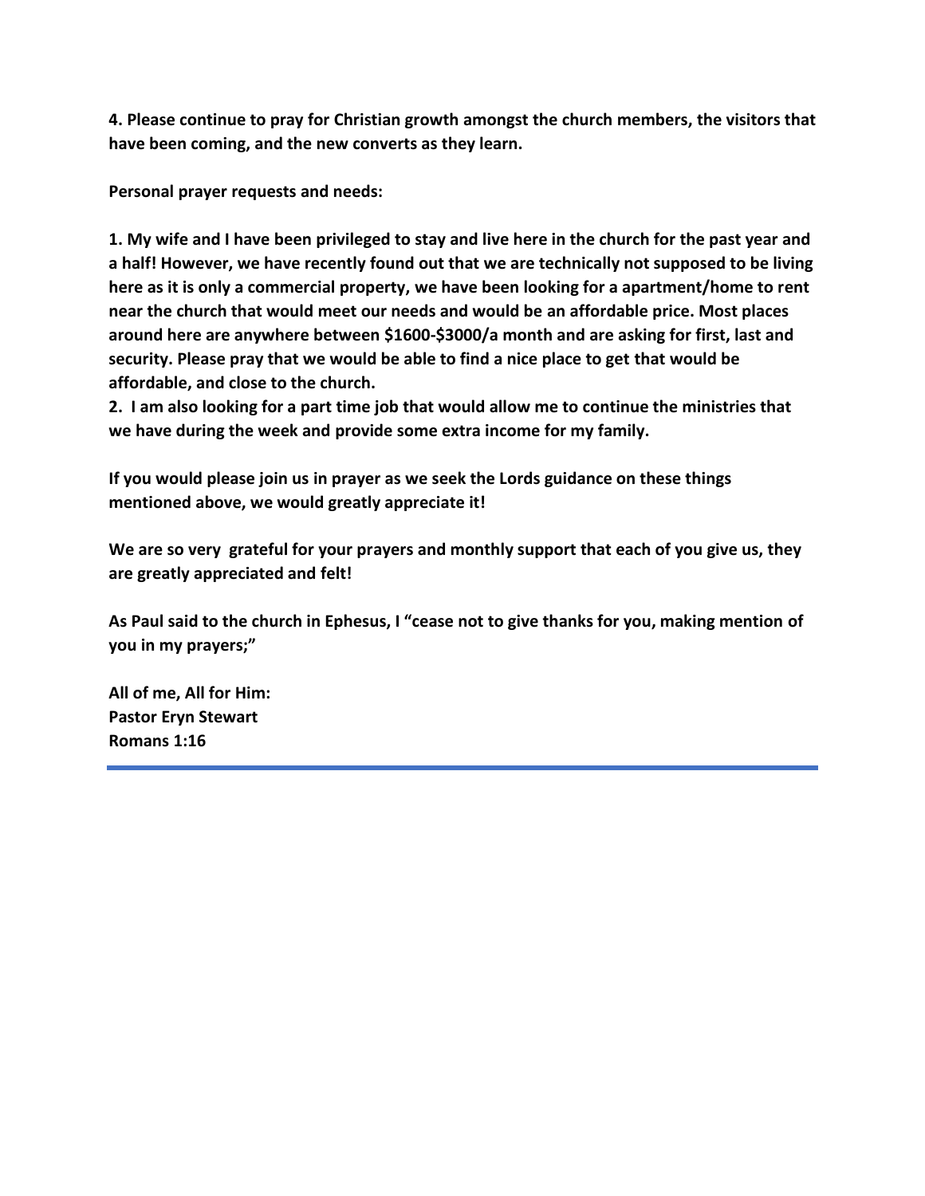**4. Please continue to pray for Christian growth amongst the church members, the visitors that have been coming, and the new converts as they learn.**

**Personal prayer requests and needs:**

**1. My wife and I have been privileged to stay and live here in the church for the past year and a half! However, we have recently found out that we are technically not supposed to be living here as it is only a commercial property, we have been looking for a apartment/home to rent near the church that would meet our needs and would be an affordable price. Most places around here are anywhere between $1600-$3000/a month and are asking for first, last and security. Please pray that we would be able to find a nice place to get that would be affordable, and close to the church.**
**2. I am also looking for a part time job that would allow me to continue the ministries that we have during the week and provide some extra income for my family.**

**If you would please join us in prayer as we seek the Lords guidance on these things mentioned above, we would greatly appreciate it!**

**We are so very grateful for your prayers and monthly support that each of you give us, they are greatly appreciated and felt!**

**As Paul said to the church in Ephesus, I "cease not to give thanks for you, making mention of you in my prayers;"**

**All of me, All for Him:**
**Pastor Eryn Stewart**
**Romans 1:16**

---